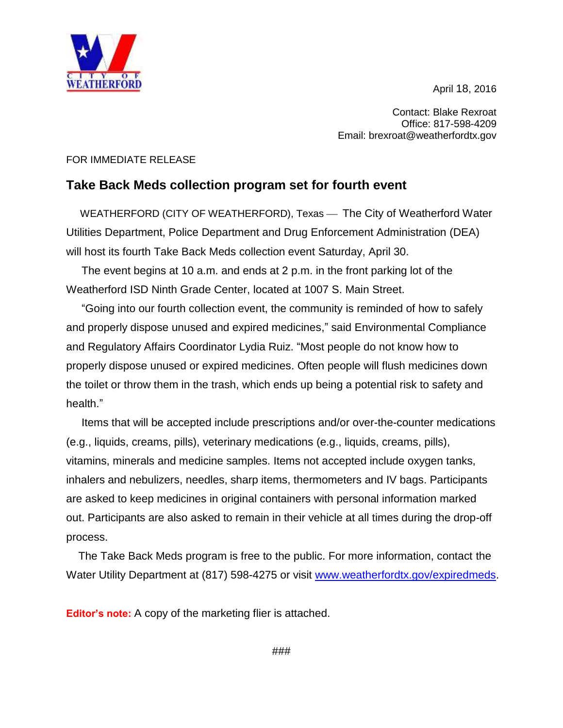CITY OF WEATHERFORD

April 18, 2016

Contact: Blake Rexroat
Office: 817-598-4209
Email: brexroat@weatherfordtx.gov

FOR IMMEDIATE RELEASE

## Take Back Meds collection program set for fourth event

WEATHERFORD (CITY OF WEATHERFORD), Texas — The City of Weatherford Water Utilities Department, Police Department and Drug Enforcement Administration (DEA) will host its fourth Take Back Meds collection event Saturday, April 30.

The event begins at 10 a.m. and ends at 2 p.m. in the front parking lot of the Weatherford ISD Ninth Grade Center, located at 1007 S. Main Street.

"Going into our fourth collection event, the community is reminded of how to safely and properly dispose unused and expired medicines," said Environmental Compliance and Regulatory Affairs Coordinator Lydia Ruiz. "Most people do not know how to properly dispose unused or expired medicines. Often people will flush medicines down the toilet or throw them in the trash, which ends up being a potential risk to safety and health."

Items that will be accepted include prescriptions and/or over-the-counter medications (e.g., liquids, creams, pills), veterinary medications (e.g., liquids, creams, pills), vitamins, minerals and medicine samples. Items not accepted include oxygen tanks, inhalers and nebulizers, needles, sharp items, thermometers and IV bags. Participants are asked to keep medicines in original containers with personal information marked out. Participants are also asked to remain in their vehicle at all times during the drop-off process.

The Take Back Meds program is free to the public. For more information, contact the Water Utility Department at (817) 598-4275 or visit [www.weatherfordtx.gov/expiredmeds](www.weatherfordtx.gov/expiredmeds).

**Editor's note:** A copy of the marketing flier is attached.

###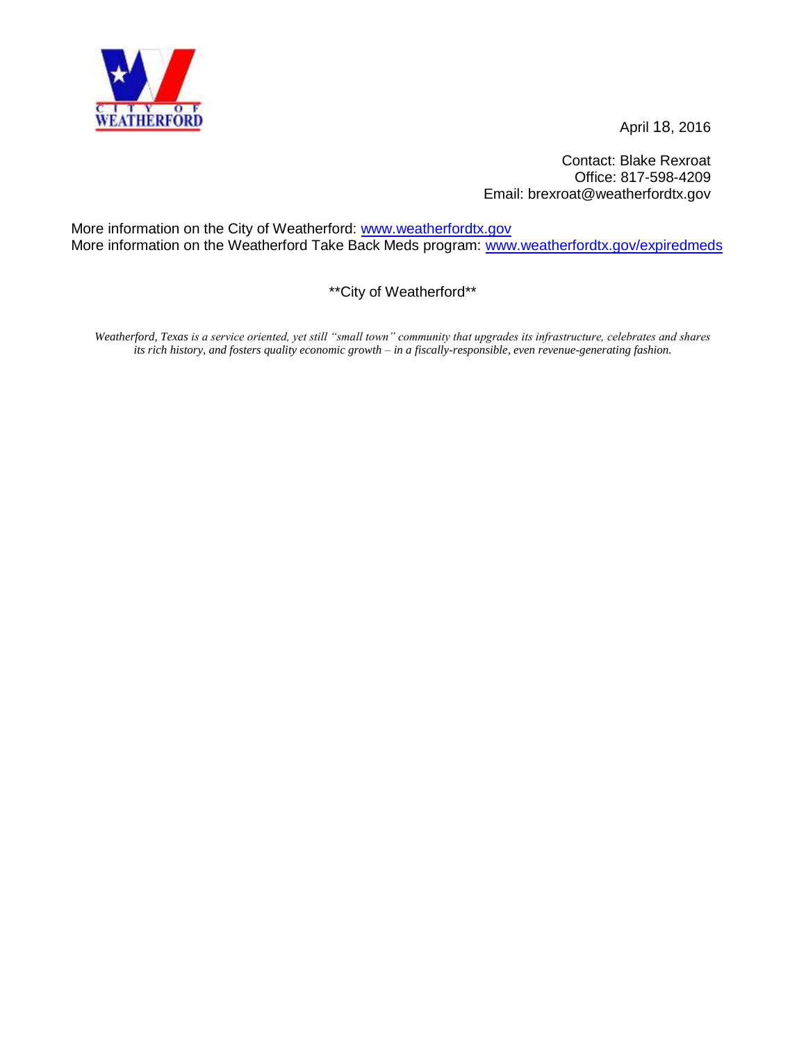April 18, 2016

Contact: Blake Rexroat
Office: 817-598-4209
Email: brexroat@weatherfordtx.gov

More information on the City of Weatherford: [www.weatherfordtx.gov](http://www.weatherfordtx.gov)
More information on the Weatherford Take Back Meds program: [www.weatherfordtx.gov/expiredmeds](http://www.weatherfordtx.gov/expiredmeds)

**City of Weatherford**

*Weatherford, Texas is a service oriented, yet still "small town" community that upgrades its infrastructure, celebrates and shares its rich history, and fosters quality economic growth – in a fiscally-responsible, even revenue-generating fashion.*